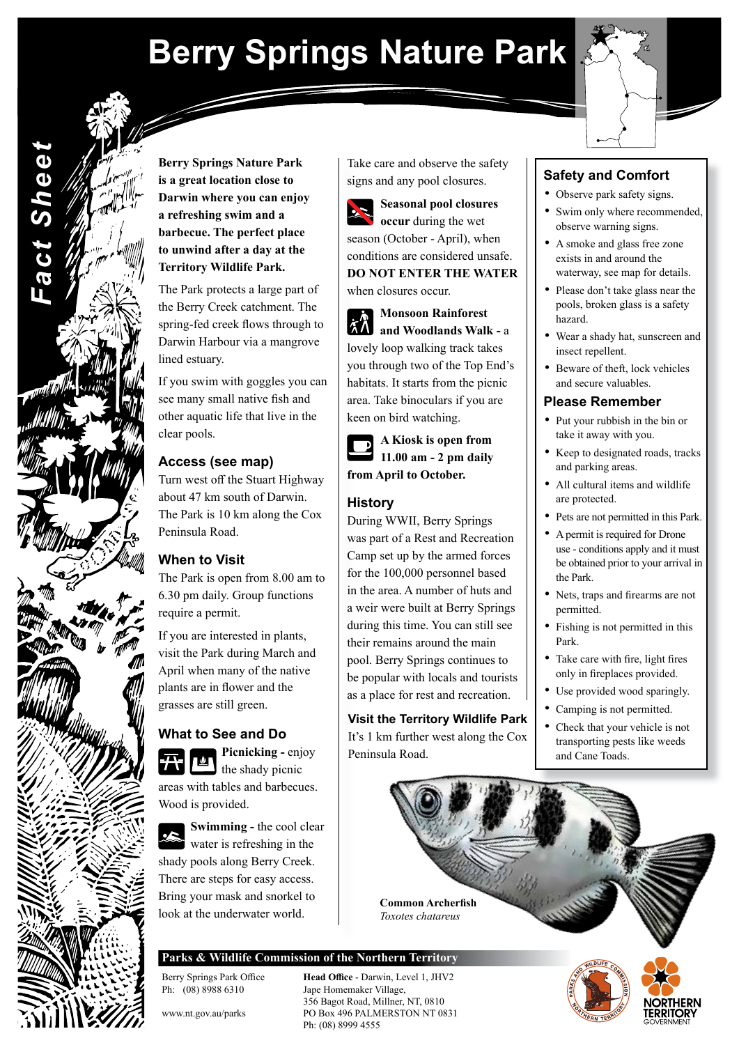# Berry Springs Nature Park

*Fact Sheet*

**Berry Springs Nature Park is a great location close to Darwin where you can enjoy a refreshing swim and a barbecue. The perfect place to unwind after a day at the Territory Wildlife Park.**

The Park protects a large part of the Berry Creek catchment. The spring-fed creek flows through to Darwin Harbour via a mangrove lined estuary.

If you swim with goggles you can see many small native fish and other aquatic life that live in the clear pools.

## Access (see map)

Turn west off the Stuart Highway about 47 km south of Darwin. The Park is 10 km along the Cox Peninsula Road.

## When to Visit

The Park is open from 8.00 am to 6.30 pm daily. Group functions require a permit.

If you are interested in plants, visit the Park during March and April when many of the native plants are in flower and the grasses are still green.

## What to See and Do

**Picnicking -** enjoy the shady picnic areas with tables and barbecues. Wood is provided.

**Swimming -** the cool clear water is refreshing in the shady pools along Berry Creek. There are steps for easy access. Bring your mask and snorkel to look at the underwater world.

Take care and observe the safety signs and any pool closures.

**Seasonal pool closures occur** during the wet season (October - April), when conditions are considered unsafe. **DO NOT ENTER THE WATER** when closures occur.

**Monsoon Rainforest and Woodlands Walk -** a lovely loop walking track takes you through two of the Top End's habitats. It starts from the picnic area. Take binoculars if you are keen on bird watching.

**A Kiosk is open from 11.00 am - 2 pm daily from April to October.**

## History

During WWII, Berry Springs was part of a Rest and Recreation Camp set up by the armed forces for the 100,000 personnel based in the area. A number of huts and a weir were built at Berry Springs during this time. You can still see their remains around the main pool. Berry Springs continues to be popular with locals and tourists as a place for rest and recreation.

### Visit the Territory Wildlife Park

It's 1 km further west along the Cox Peninsula Road.

**Common Archerfish**
*Toxotes chatareus*

## Safety and Comfort

- Observe park safety signs.
- Swim only where recommended, observe warning signs.
- A smoke and glass free zone exists in and around the waterway, see map for details.
- Please don't take glass near the pools, broken glass is a safety hazard.
- Wear a shady hat, sunscreen and insect repellent.
- Beware of theft, lock vehicles and secure valuables.

## Please Remember

- Put your rubbish in the bin or take it away with you.
- Keep to designated roads, tracks and parking areas.
- All cultural items and wildlife are protected.
- Pets are not permitted in this Park.
- A permit is required for Drone use - conditions apply and it must be obtained prior to your arrival in the Park.
- Nets, traps and firearms are not permitted.
- Fishing is not permitted in this Park.
- Take care with fire, light fires only in fireplaces provided.
- Use provided wood sparingly.
- Camping is not permitted.
- Check that your vehicle is not transporting pests like weeds and Cane Toads.

**Parks & Wildlife Commission of the Northern Territory**

Berry Springs Park Office
Ph: (08) 8988 6310

www.nt.gov.au/parks

**Head Office** - Darwin, Level 1, JHV2
Jape Homemaker Village,
356 Bagot Road, Millner, NT, 0810
PO Box 496 PALMERSTON NT 0831
Ph: (08) 8999 4555

NORTHERN TERRITORY GOVERNMENT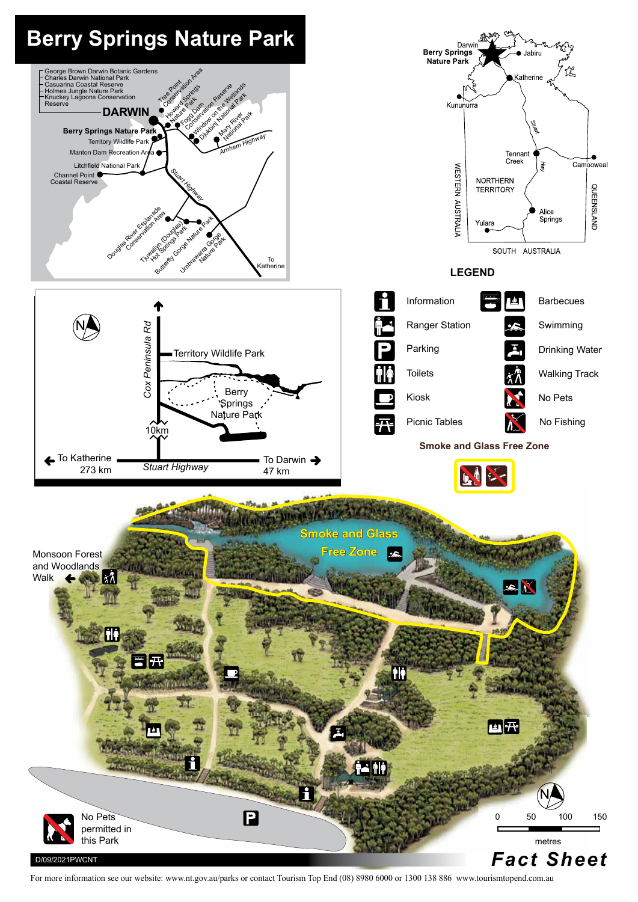# Berry Springs Nature Park

George Brown Darwin Botanic Gardens
Charles Darwin National Park
Casuarina Coastal Reserve
Holmes Jungle Nature Park
Knuckey Lagoons Conservation Reserve

DARWIN

Tree Point Conservation Area
Howard Springs Nature Park
Fogg Dam Conservation Reserve
Window on the Wetlands
Djukbinj National Park
Mary River National Park
Arnhem Highway

Berry Springs Nature Park
Territory Wildlife Park
Manton Dam Recreation Area
Litchfield National Park
Channel Point Coastal Reserve

Stuart Highway

Douglas River Esplanade Conservation Area
Tjuwaliyn (Douglas) Hot Springs Park
Butterfly Gorge Nature Park
Umbrawarra Gorge Nature Park

To Katherine

Darwin
Berry Springs Nature Park
Jabiru
Katherine
Kununurra
Stuart Hwy
Tennant Creek
Camooweal
NORTHERN TERRITORY
WESTERN AUSTRALIA
QUEENSLAND
Alice Springs
Yulara
SOUTH AUSTRALIA

Cox Peninsula Rd
Territory Wildlife Park
Berry Springs Nature Park
10km
To Katherine 273 km
Stuart Highway
To Darwin 47 km

## LEGEND

- Information
- Ranger Station
- Parking
- Toilets
- Kiosk
- Picnic Tables
- Barbecues
- Swimming
- Drinking Water
- Walking Track
- No Pets
- No Fishing

**Smoke and Glass Free Zone**

Smoke and Glass Free Zone

Monsoon Forest and Woodlands Walk

No Pets permitted in this Park

0 50 100 150
metres

D/09/2021PWCNT

***Fact Sheet***

For more information see our website: www.nt.gov.au/parks or contact Tourism Top End (08) 8980 6000 or 1300 138 886 www.tourismtopend.com.au